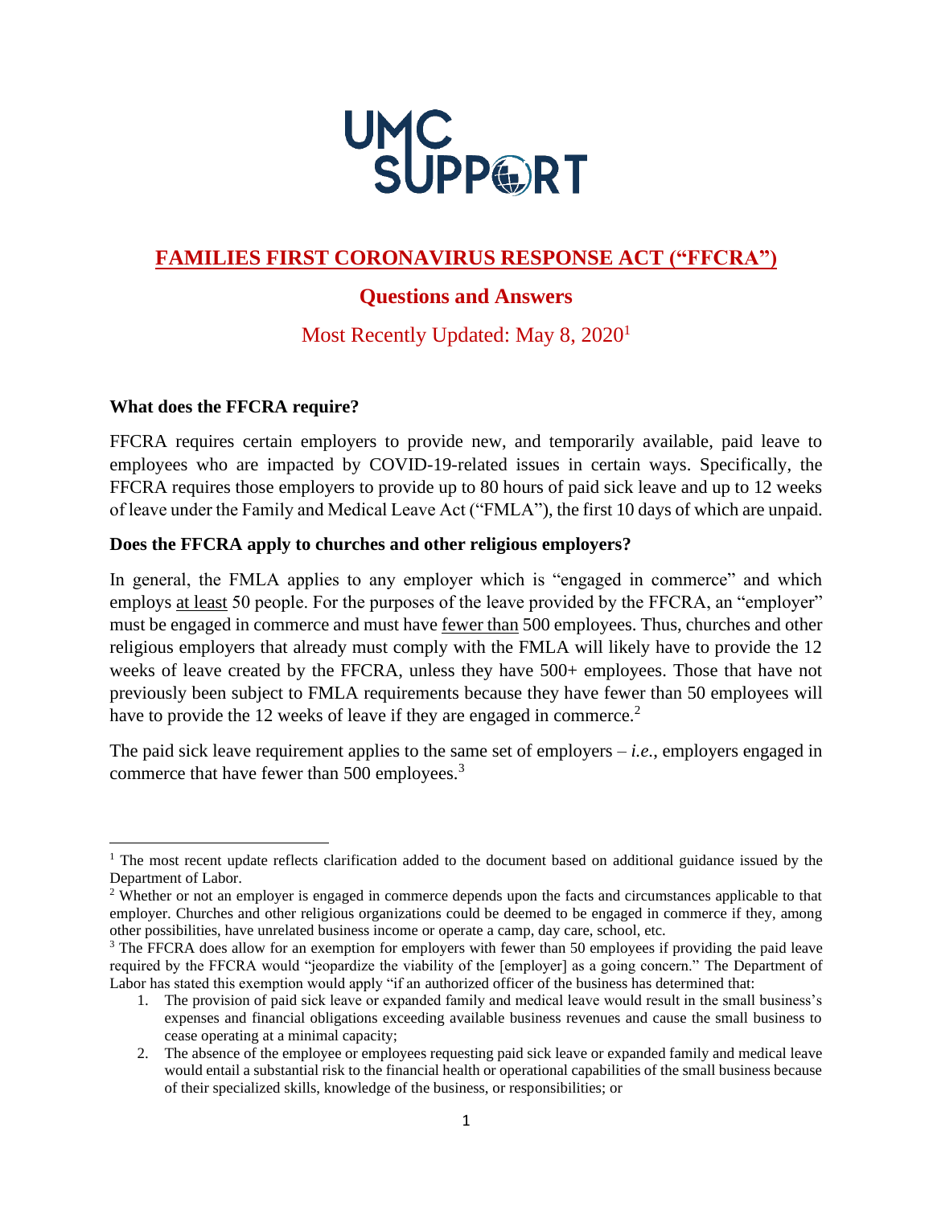UMC SUPPORT

# FAMILIES FIRST CORONAVIRUS RESPONSE ACT ("FFCRA")

## Questions and Answers

Most Recently Updated: May 8, 2020[1]

### What does the FFCRA require?

FFCRA requires certain employers to provide new, and temporarily available, paid leave to employees who are impacted by COVID-19-related issues in certain ways. Specifically, the FFCRA requires those employers to provide up to 80 hours of paid sick leave and up to 12 weeks of leave under the Family and Medical Leave Act ("FMLA"), the first 10 days of which are unpaid.

### Does the FFCRA apply to churches and other religious employers?

In general, the FMLA applies to any employer which is "engaged in commerce" and which employs at least 50 people. For the purposes of the leave provided by the FFCRA, an "employer" must be engaged in commerce and must have fewer than 500 employees. Thus, churches and other religious employers that already must comply with the FMLA will likely have to provide the 12 weeks of leave created by the FFCRA, unless they have 500+ employees. Those that have not previously been subject to FMLA requirements because they have fewer than 50 employees will have to provide the 12 weeks of leave if they are engaged in commerce.[2]

The paid sick leave requirement applies to the same set of employers – *i.e.*, employers engaged in commerce that have fewer than 500 employees.[3]

---

[1] The most recent update reflects clarification added to the document based on additional guidance issued by the Department of Labor.

[2] Whether or not an employer is engaged in commerce depends upon the facts and circumstances applicable to that employer. Churches and other religious organizations could be deemed to be engaged in commerce if they, among other possibilities, have unrelated business income or operate a camp, day care, school, etc.

[3] The FFCRA does allow for an exemption for employers with fewer than 50 employees if providing the paid leave required by the FFCRA would "jeopardize the viability of the [employer] as a going concern." The Department of Labor has stated this exemption would apply "if an authorized officer of the business has determined that:

1. The provision of paid sick leave or expanded family and medical leave would result in the small business's expenses and financial obligations exceeding available business revenues and cause the small business to cease operating at a minimal capacity;
2. The absence of the employee or employees requesting paid sick leave or expanded family and medical leave would entail a substantial risk to the financial health or operational capabilities of the small business because of their specialized skills, knowledge of the business, or responsibilities; or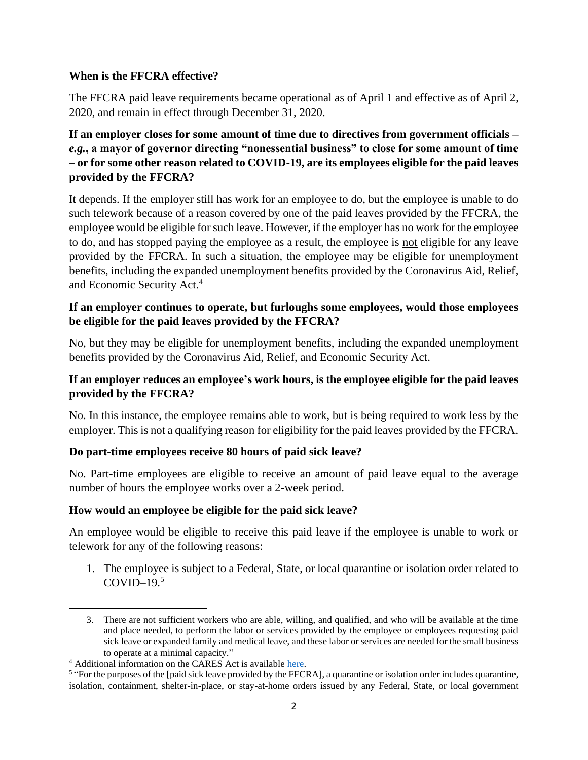**When is the FFCRA effective?**

The FFCRA paid leave requirements became operational as of April 1 and effective as of April 2, 2020, and remain in effect through December 31, 2020.

**If an employer closes for some amount of time due to directives from government officials –** ***e.g.*****, a mayor of governor directing "nonessential business" to close for some amount of time – or for some other reason related to COVID-19, are its employees eligible for the paid leaves provided by the FFCRA?**

It depends. If the employer still has work for an employee to do, but the employee is unable to do such telework because of a reason covered by one of the paid leaves provided by the FFCRA, the employee would be eligible for such leave. However, if the employer has no work for the employee to do, and has stopped paying the employee as a result, the employee is not eligible for any leave provided by the FFCRA. In such a situation, the employee may be eligible for unemployment benefits, including the expanded unemployment benefits provided by the Coronavirus Aid, Relief, and Economic Security Act.[4]

**If an employer continues to operate, but furloughs some employees, would those employees be eligible for the paid leaves provided by the FFCRA?**

No, but they may be eligible for unemployment benefits, including the expanded unemployment benefits provided by the Coronavirus Aid, Relief, and Economic Security Act.

**If an employer reduces an employee's work hours, is the employee eligible for the paid leaves provided by the FFCRA?**

No. In this instance, the employee remains able to work, but is being required to work less by the employer. This is not a qualifying reason for eligibility for the paid leaves provided by the FFCRA.

**Do part-time employees receive 80 hours of paid sick leave?**

No. Part-time employees are eligible to receive an amount of paid leave equal to the average number of hours the employee works over a 2-week period.

**How would an employee be eligible for the paid sick leave?**

An employee would be eligible to receive this paid leave if the employee is unable to work or telework for any of the following reasons:

1. The employee is subject to a Federal, State, or local quarantine or isolation order related to COVID–19.[5]

---

3. There are not sufficient workers who are able, willing, and qualified, and who will be available at the time and place needed, to perform the labor or services provided by the employee or employees requesting paid sick leave or expanded family and medical leave, and these labor or services are needed for the small business to operate at a minimal capacity."

[4] Additional information on the CARES Act is available here.

[5] "For the purposes of the [paid sick leave provided by the FFCRA], a quarantine or isolation order includes quarantine, isolation, containment, shelter-in-place, or stay-at-home orders issued by any Federal, State, or local government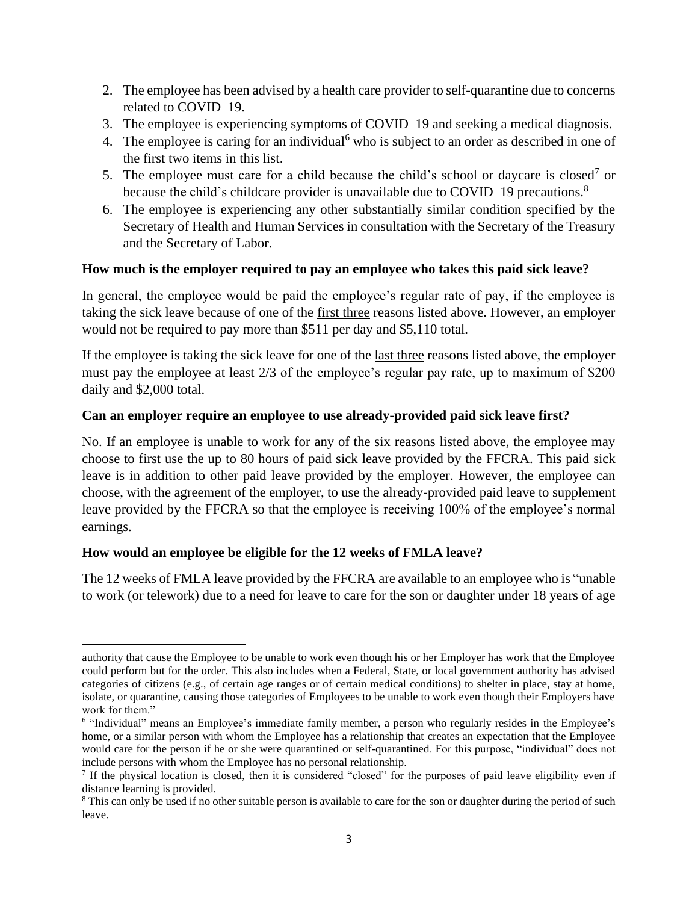2. The employee has been advised by a health care provider to self-quarantine due to concerns related to COVID–19.
3. The employee is experiencing symptoms of COVID–19 and seeking a medical diagnosis.
4. The employee is caring for an individual[6] who is subject to an order as described in one of the first two items in this list.
5. The employee must care for a child because the child's school or daycare is closed[7] or because the child's childcare provider is unavailable due to COVID–19 precautions.[8]
6. The employee is experiencing any other substantially similar condition specified by the Secretary of Health and Human Services in consultation with the Secretary of the Treasury and the Secretary of Labor.

**How much is the employer required to pay an employee who takes this paid sick leave?**

In general, the employee would be paid the employee's regular rate of pay, if the employee is taking the sick leave because of one of the <u>first three</u> reasons listed above. However, an employer would not be required to pay more than $511 per day and $5,110 total.

If the employee is taking the sick leave for one of the <u>last three</u> reasons listed above, the employer must pay the employee at least 2/3 of the employee's regular pay rate, up to maximum of $200 daily and $2,000 total.

**Can an employer require an employee to use already-provided paid sick leave first?**

No. If an employee is unable to work for any of the six reasons listed above, the employee may choose to first use the up to 80 hours of paid sick leave provided by the FFCRA. <u>This paid sick leave is in addition to other paid leave provided by the employer</u>. However, the employee can choose, with the agreement of the employer, to use the already-provided paid leave to supplement leave provided by the FFCRA so that the employee is receiving 100% of the employee's normal earnings.

**How would an employee be eligible for the 12 weeks of FMLA leave?**

The 12 weeks of FMLA leave provided by the FFCRA are available to an employee who is "unable to work (or telework) due to a need for leave to care for the son or daughter under 18 years of age

---

authority that cause the Employee to be unable to work even though his or her Employer has work that the Employee could perform but for the order. This also includes when a Federal, State, or local government authority has advised categories of citizens (e.g., of certain age ranges or of certain medical conditions) to shelter in place, stay at home, isolate, or quarantine, causing those categories of Employees to be unable to work even though their Employers have work for them."

[6] "Individual" means an Employee's immediate family member, a person who regularly resides in the Employee's home, or a similar person with whom the Employee has a relationship that creates an expectation that the Employee would care for the person if he or she were quarantined or self-quarantined. For this purpose, "individual" does not include persons with whom the Employee has no personal relationship.

[7] If the physical location is closed, then it is considered "closed" for the purposes of paid leave eligibility even if distance learning is provided.

[8] This can only be used if no other suitable person is available to care for the son or daughter during the period of such leave.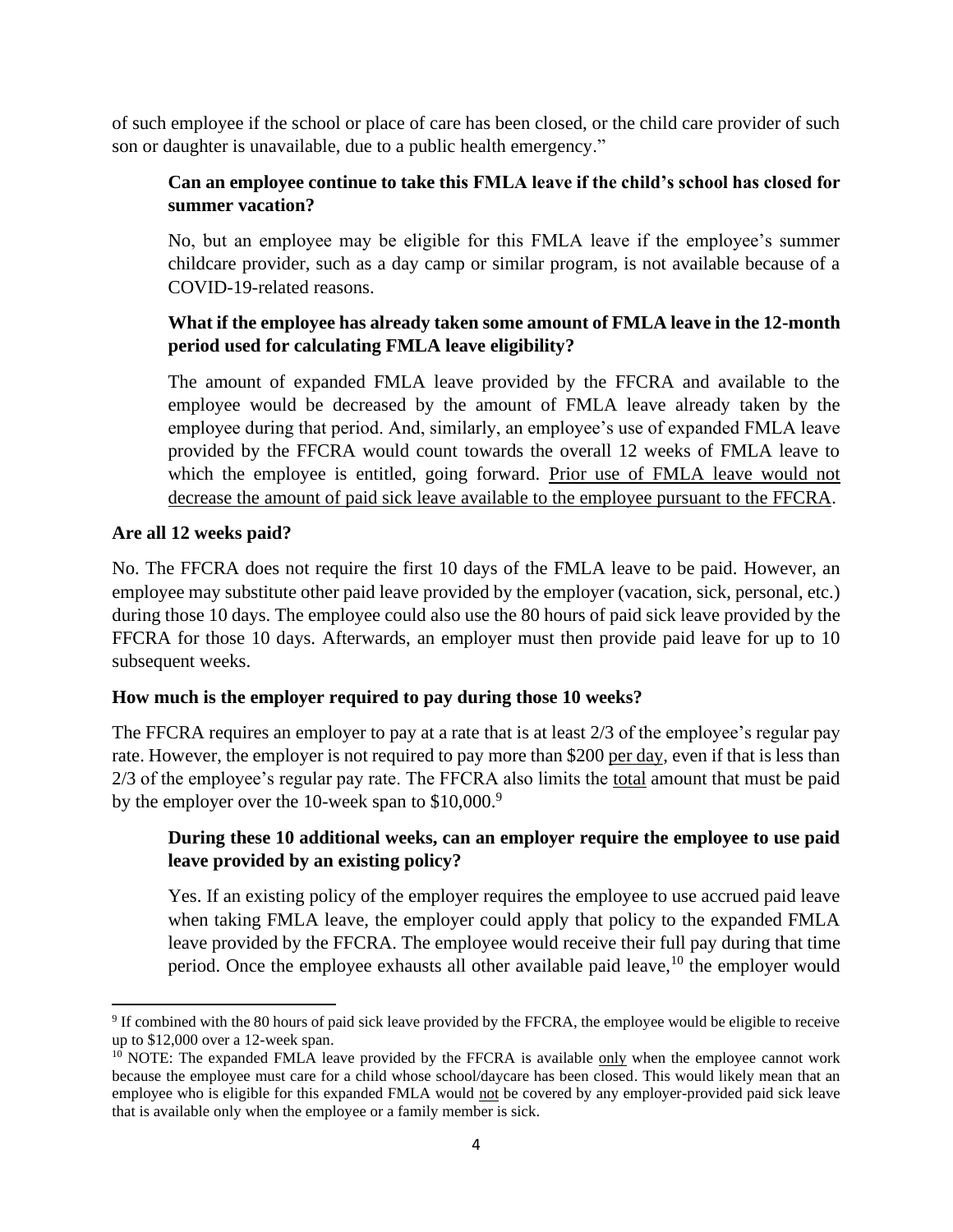of such employee if the school or place of care has been closed, or the child care provider of such son or daughter is unavailable, due to a public health emergency."

> **Can an employee continue to take this FMLA leave if the child's school has closed for summer vacation?**
>
> No, but an employee may be eligible for this FMLA leave if the employee's summer childcare provider, such as a day camp or similar program, is not available because of a COVID-19-related reasons.
>
> **What if the employee has already taken some amount of FMLA leave in the 12-month period used for calculating FMLA leave eligibility?**
>
> The amount of expanded FMLA leave provided by the FFCRA and available to the employee would be decreased by the amount of FMLA leave already taken by the employee during that period. And, similarly, an employee's use of expanded FMLA leave provided by the FFCRA would count towards the overall 12 weeks of FMLA leave to which the employee is entitled, going forward. <u>Prior use of FMLA leave would not decrease the amount of paid sick leave available to the employee pursuant to the FFCRA</u>.

**Are all 12 weeks paid?**

No. The FFCRA does not require the first 10 days of the FMLA leave to be paid. However, an employee may substitute other paid leave provided by the employer (vacation, sick, personal, etc.) during those 10 days. The employee could also use the 80 hours of paid sick leave provided by the FFCRA for those 10 days. Afterwards, an employer must then provide paid leave for up to 10 subsequent weeks.

**How much is the employer required to pay during those 10 weeks?**

The FFCRA requires an employer to pay at a rate that is at least 2/3 of the employee's regular pay rate. However, the employer is not required to pay more than $200 <u>per day</u>, even if that is less than 2/3 of the employee's regular pay rate. The FFCRA also limits the <u>total</u> amount that must be paid by the employer over the 10-week span to $10,000.[9]

> **During these 10 additional weeks, can an employer require the employee to use paid leave provided by an existing policy?**
>
> Yes. If an existing policy of the employer requires the employee to use accrued paid leave when taking FMLA leave, the employer could apply that policy to the expanded FMLA leave provided by the FFCRA. The employee would receive their full pay during that time period. Once the employee exhausts all other available paid leave,[10] the employer would

---

[9] If combined with the 80 hours of paid sick leave provided by the FFCRA, the employee would be eligible to receive up to $12,000 over a 12-week span.

[10] NOTE: The expanded FMLA leave provided by the FFCRA is available <u>only</u> when the employee cannot work because the employee must care for a child whose school/daycare has been closed. This would likely mean that an employee who is eligible for this expanded FMLA would <u>not</u> be covered by any employer-provided paid sick leave that is available only when the employee or a family member is sick.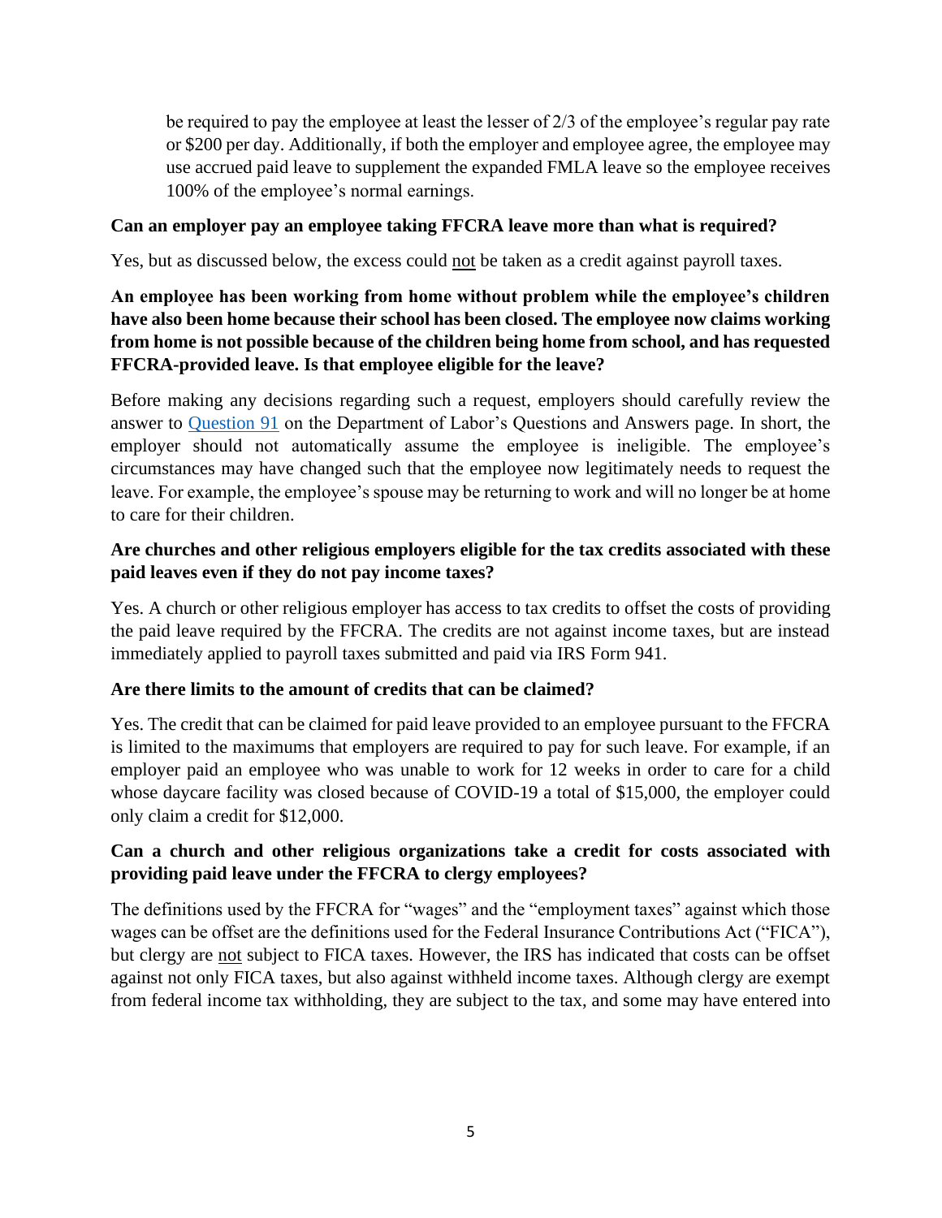be required to pay the employee at least the lesser of 2/3 of the employee's regular pay rate or $200 per day. Additionally, if both the employer and employee agree, the employee may use accrued paid leave to supplement the expanded FMLA leave so the employee receives 100% of the employee's normal earnings.

**Can an employer pay an employee taking FFCRA leave more than what is required?**

Yes, but as discussed below, the excess could not be taken as a credit against payroll taxes.

**An employee has been working from home without problem while the employee's children have also been home because their school has been closed. The employee now claims working from home is not possible because of the children being home from school, and has requested FFCRA-provided leave. Is that employee eligible for the leave?**

Before making any decisions regarding such a request, employers should carefully review the answer to Question 91 on the Department of Labor's Questions and Answers page. In short, the employer should not automatically assume the employee is ineligible. The employee's circumstances may have changed such that the employee now legitimately needs to request the leave. For example, the employee's spouse may be returning to work and will no longer be at home to care for their children.

**Are churches and other religious employers eligible for the tax credits associated with these paid leaves even if they do not pay income taxes?**

Yes. A church or other religious employer has access to tax credits to offset the costs of providing the paid leave required by the FFCRA. The credits are not against income taxes, but are instead immediately applied to payroll taxes submitted and paid via IRS Form 941.

**Are there limits to the amount of credits that can be claimed?**

Yes. The credit that can be claimed for paid leave provided to an employee pursuant to the FFCRA is limited to the maximums that employers are required to pay for such leave. For example, if an employer paid an employee who was unable to work for 12 weeks in order to care for a child whose daycare facility was closed because of COVID-19 a total of $15,000, the employer could only claim a credit for $12,000.

**Can a church and other religious organizations take a credit for costs associated with providing paid leave under the FFCRA to clergy employees?**

The definitions used by the FFCRA for "wages" and the "employment taxes" against which those wages can be offset are the definitions used for the Federal Insurance Contributions Act ("FICA"), but clergy are not subject to FICA taxes. However, the IRS has indicated that costs can be offset against not only FICA taxes, but also against withheld income taxes. Although clergy are exempt from federal income tax withholding, they are subject to the tax, and some may have entered into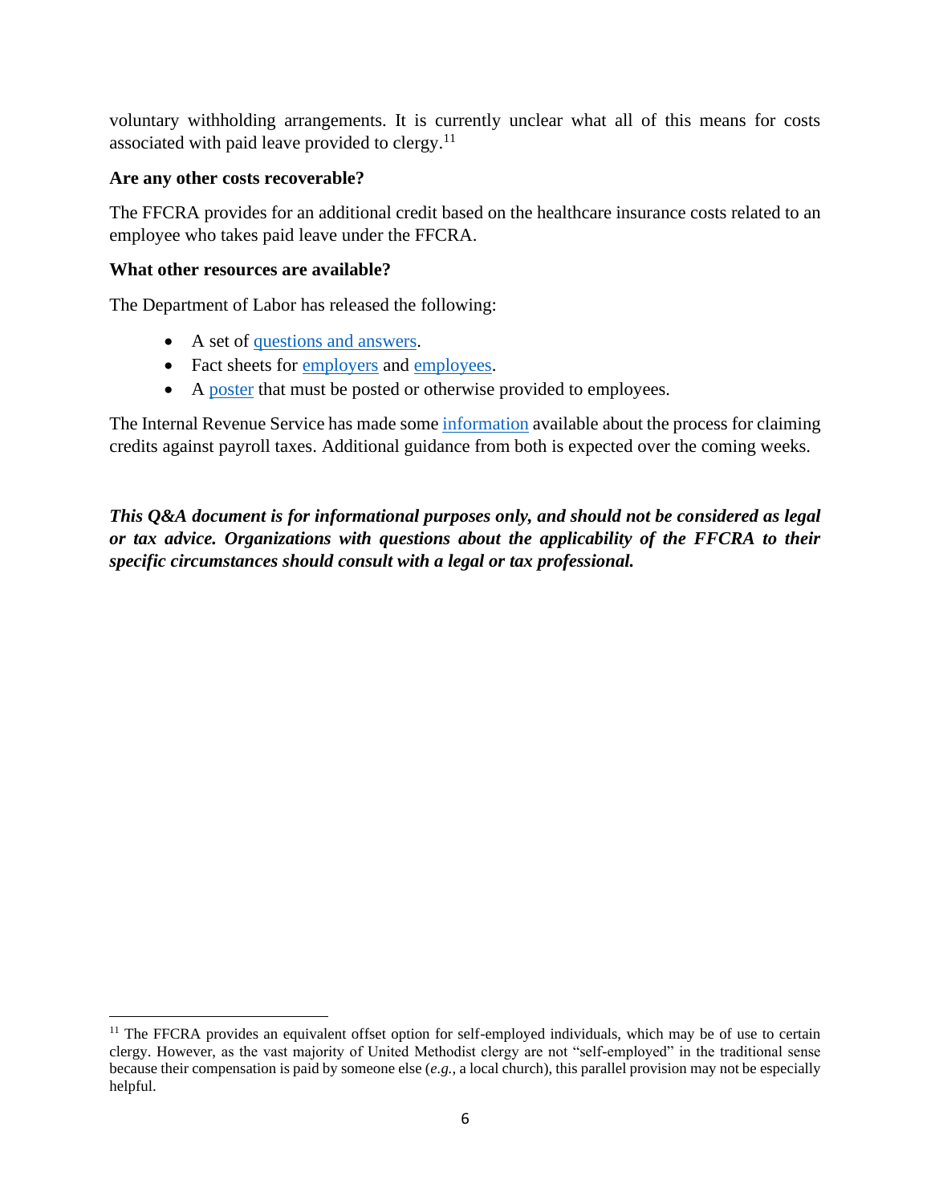voluntary withholding arrangements. It is currently unclear what all of this means for costs associated with paid leave provided to clergy.[11]

**Are any other costs recoverable?**

The FFCRA provides for an additional credit based on the healthcare insurance costs related to an employee who takes paid leave under the FFCRA.

**What other resources are available?**

The Department of Labor has released the following:

- A set of questions and answers.
- Fact sheets for employers and employees.
- A poster that must be posted or otherwise provided to employees.

The Internal Revenue Service has made some information available about the process for claiming credits against payroll taxes. Additional guidance from both is expected over the coming weeks.

***This Q&A document is for informational purposes only, and should not be considered as legal or tax advice. Organizations with questions about the applicability of the FFCRA to their specific circumstances should consult with a legal or tax professional.***

---

[11] The FFCRA provides an equivalent offset option for self-employed individuals, which may be of use to certain clergy. However, as the vast majority of United Methodist clergy are not "self-employed" in the traditional sense because their compensation is paid by someone else (*e.g.*, a local church), this parallel provision may not be especially helpful.